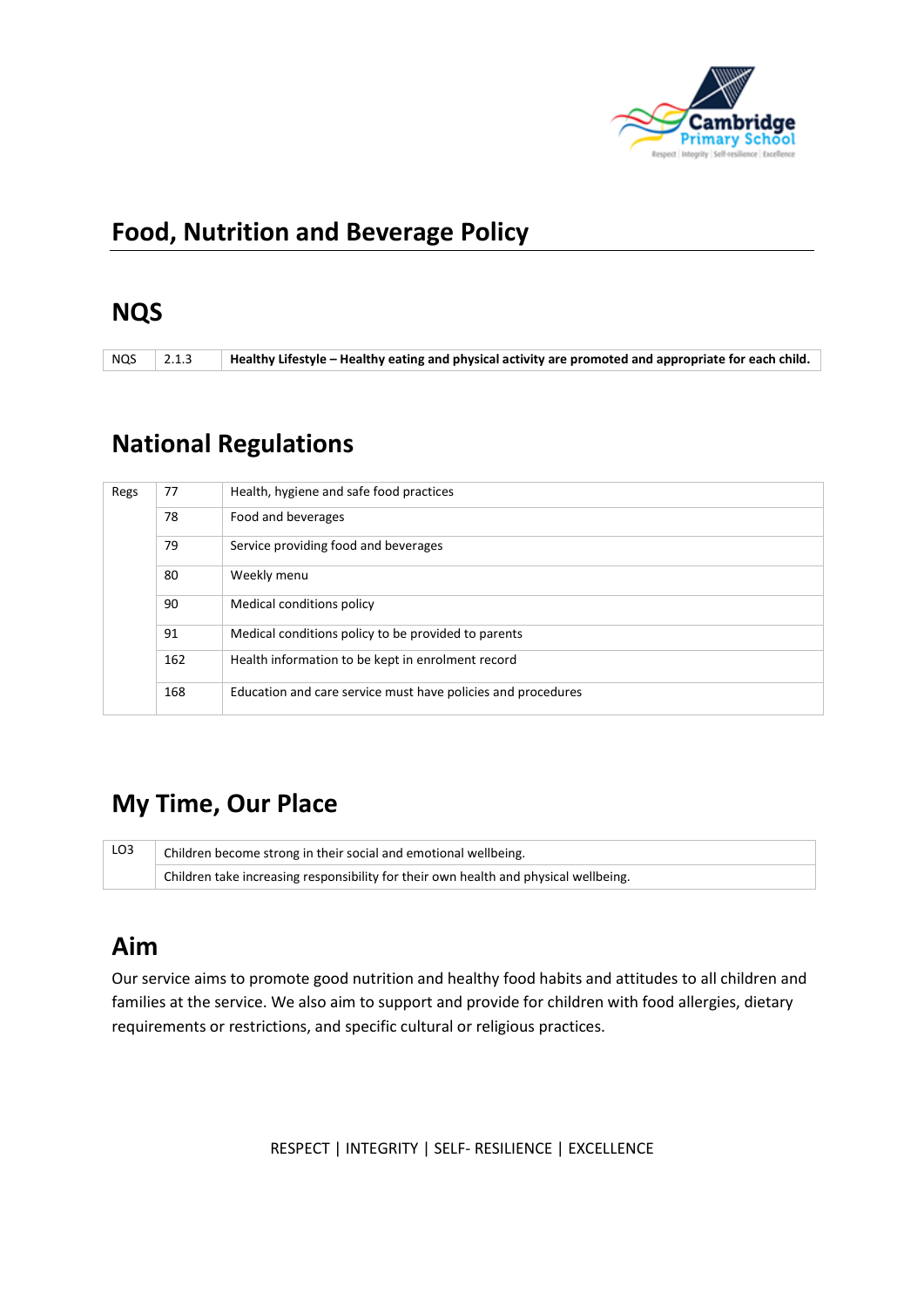# Food, Nutrition and Beverage Policy

## NQS

| NQS | 2.1.3 | **Healthy Lifestyle – Healthy eating and physical activity are promoted and appropriate for each child.** |
|---|---|---|

## National Regulations

| Regs | 77 | Health, hygiene and safe food practices |
|---|---|---|
| | 78 | Food and beverages |
| | 79 | Service providing food and beverages |
| | 80 | Weekly menu |
| | 90 | Medical conditions policy |
| | 91 | Medical conditions policy to be provided to parents |
| | 162 | Health information to be kept in enrolment record |
| | 168 | Education and care service must have policies and procedures |

## My Time, Our Place

| LO3 | Children become strong in their social and emotional wellbeing. |
|---|---|
| | Children take increasing responsibility for their own health and physical wellbeing. |

## Aim

Our service aims to promote good nutrition and healthy food habits and attitudes to all children and families at the service. We also aim to support and provide for children with food allergies, dietary requirements or restrictions, and specific cultural or religious practices.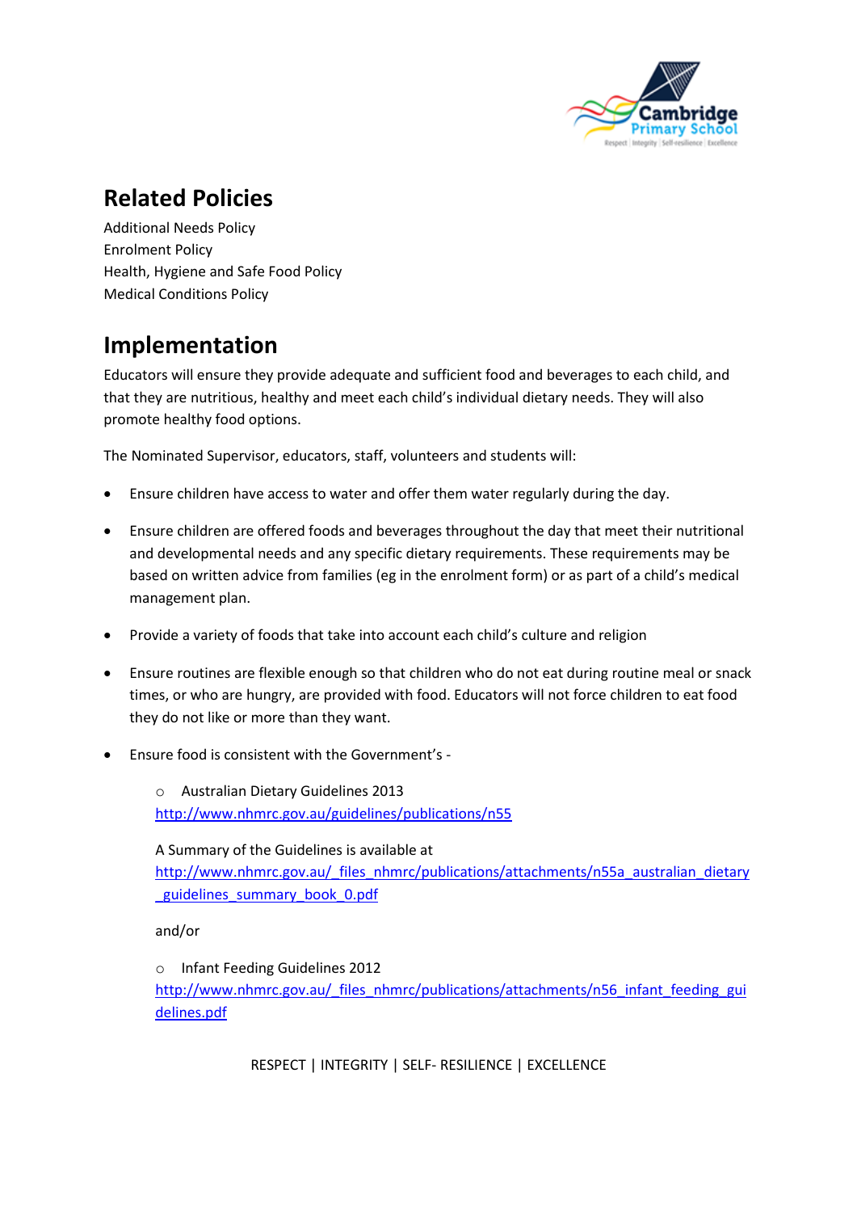## Related Policies

Additional Needs Policy
Enrolment Policy
Health, Hygiene and Safe Food Policy
Medical Conditions Policy

## Implementation

Educators will ensure they provide adequate and sufficient food and beverages to each child, and that they are nutritious, healthy and meet each child's individual dietary needs. They will also promote healthy food options.

The Nominated Supervisor, educators, staff, volunteers and students will:

- Ensure children have access to water and offer them water regularly during the day.
- Ensure children are offered foods and beverages throughout the day that meet their nutritional and developmental needs and any specific dietary requirements. These requirements may be based on written advice from families (eg in the enrolment form) or as part of a child's medical management plan.
- Provide a variety of foods that take into account each child's culture and religion
- Ensure routines are flexible enough so that children who do not eat during routine meal or snack times, or who are hungry, are provided with food. Educators will not force children to eat food they do not like or more than they want.
- Ensure food is consistent with the Government's -
    - Australian Dietary Guidelines 2013
    http://www.nhmrc.gov.au/guidelines/publications/n55

    A Summary of the Guidelines is available at
    http://www.nhmrc.gov.au/_files_nhmrc/publications/attachments/n55a_australian_dietary_guidelines_summary_book_0.pdf

    and/or

    - Infant Feeding Guidelines 2012
    http://www.nhmrc.gov.au/_files_nhmrc/publications/attachments/n56_infant_feeding_guidelines.pdf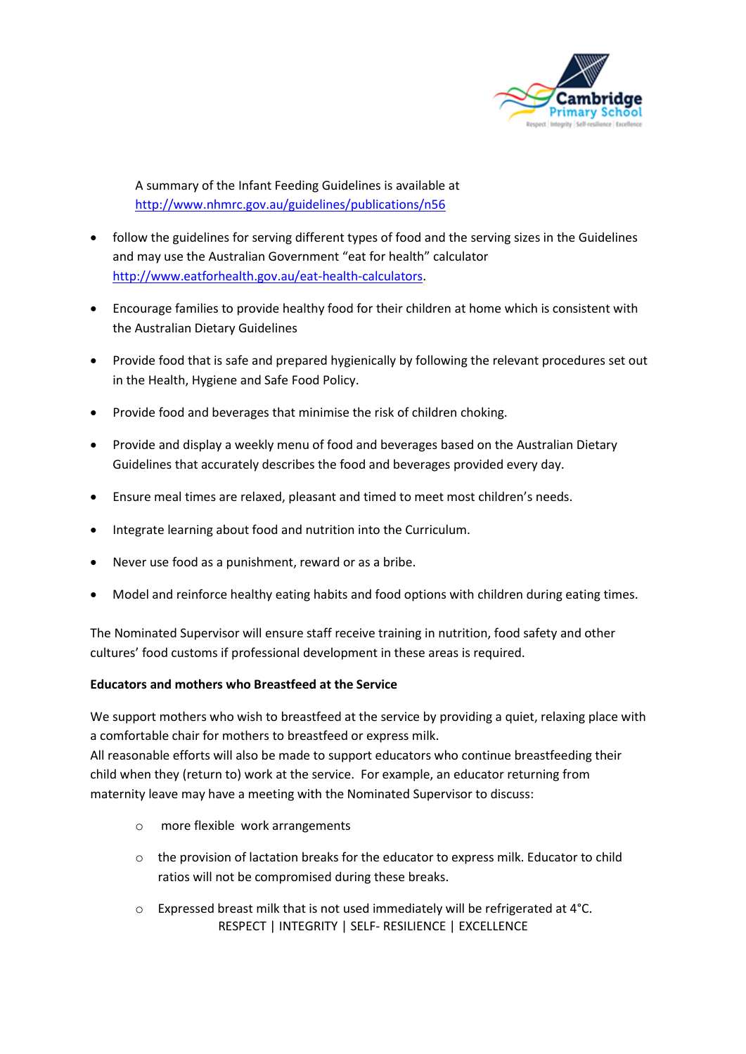A summary of the Infant Feeding Guidelines is available at http://www.nhmrc.gov.au/guidelines/publications/n56

- follow the guidelines for serving different types of food and the serving sizes in the Guidelines and may use the Australian Government "eat for health" calculator http://www.eatforhealth.gov.au/eat-health-calculators.
- Encourage families to provide healthy food for their children at home which is consistent with the Australian Dietary Guidelines
- Provide food that is safe and prepared hygienically by following the relevant procedures set out in the Health, Hygiene and Safe Food Policy.
- Provide food and beverages that minimise the risk of children choking.
- Provide and display a weekly menu of food and beverages based on the Australian Dietary Guidelines that accurately describes the food and beverages provided every day.
- Ensure meal times are relaxed, pleasant and timed to meet most children's needs.
- Integrate learning about food and nutrition into the Curriculum.
- Never use food as a punishment, reward or as a bribe.
- Model and reinforce healthy eating habits and food options with children during eating times.

The Nominated Supervisor will ensure staff receive training in nutrition, food safety and other cultures' food customs if professional development in these areas is required.

**Educators and mothers who Breastfeed at the Service**

We support mothers who wish to breastfeed at the service by providing a quiet, relaxing place with a comfortable chair for mothers to breastfeed or express milk.
All reasonable efforts will also be made to support educators who continue breastfeeding their child when they (return to) work at the service. For example, an educator returning from maternity leave may have a meeting with the Nominated Supervisor to discuss:

- more flexible work arrangements
- the provision of lactation breaks for the educator to express milk. Educator to child ratios will not be compromised during these breaks.
- Expressed breast milk that is not used immediately will be refrigerated at 4°C.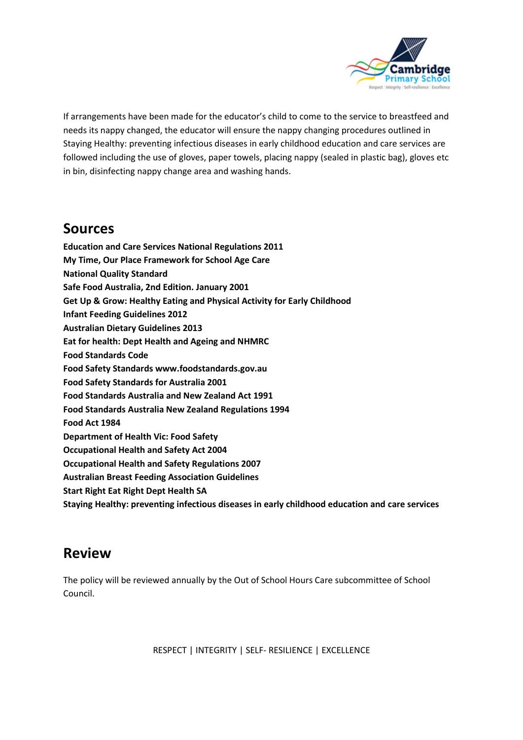If arrangements have been made for the educator's child to come to the service to breastfeed and needs its nappy changed, the educator will ensure the nappy changing procedures outlined in Staying Healthy: preventing infectious diseases in early childhood education and care services are followed including the use of gloves, paper towels, placing nappy (sealed in plastic bag), gloves etc in bin, disinfecting nappy change area and washing hands.

## Sources

**Education and Care Services National Regulations 2011**
**My Time, Our Place Framework for School Age Care**
**National Quality Standard**
**Safe Food Australia, 2nd Edition. January 2001**
**Get Up & Grow: Healthy Eating and Physical Activity for Early Childhood**
**Infant Feeding Guidelines 2012**
**Australian Dietary Guidelines 2013**
**Eat for health: Dept Health and Ageing and NHMRC**
**Food Standards Code**
**Food Safety Standards www.foodstandards.gov.au**
**Food Safety Standards for Australia 2001**
**Food Standards Australia and New Zealand Act 1991**
**Food Standards Australia New Zealand Regulations 1994**
**Food Act 1984**
**Department of Health Vic: Food Safety**
**Occupational Health and Safety Act 2004**
**Occupational Health and Safety Regulations 2007**
**Australian Breast Feeding Association Guidelines**
**Start Right Eat Right Dept Health SA**
**Staying Healthy: preventing infectious diseases in early childhood education and care services**

## Review

The policy will be reviewed annually by the Out of School Hours Care subcommittee of School Council.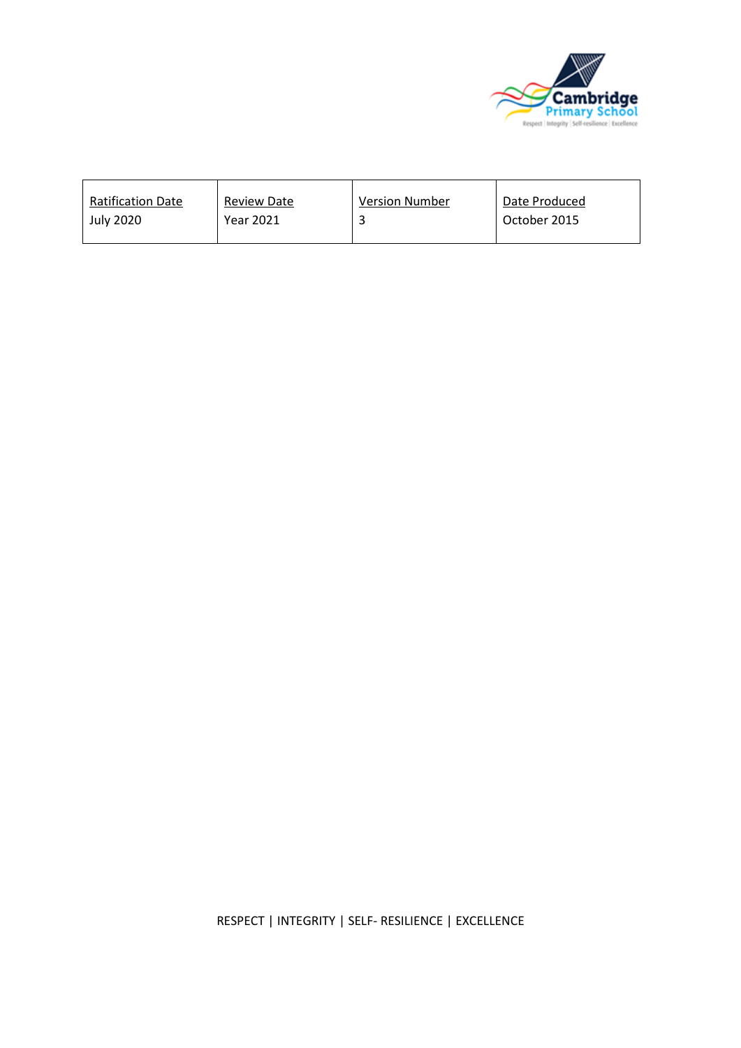| Ratification Date | Review Date | Version Number | Date Produced |
|---|---|---|---|
| July 2020 | Year 2021 | 3 | October 2015 |

RESPECT | INTEGRITY | SELF- RESILIENCE | EXCELLENCE